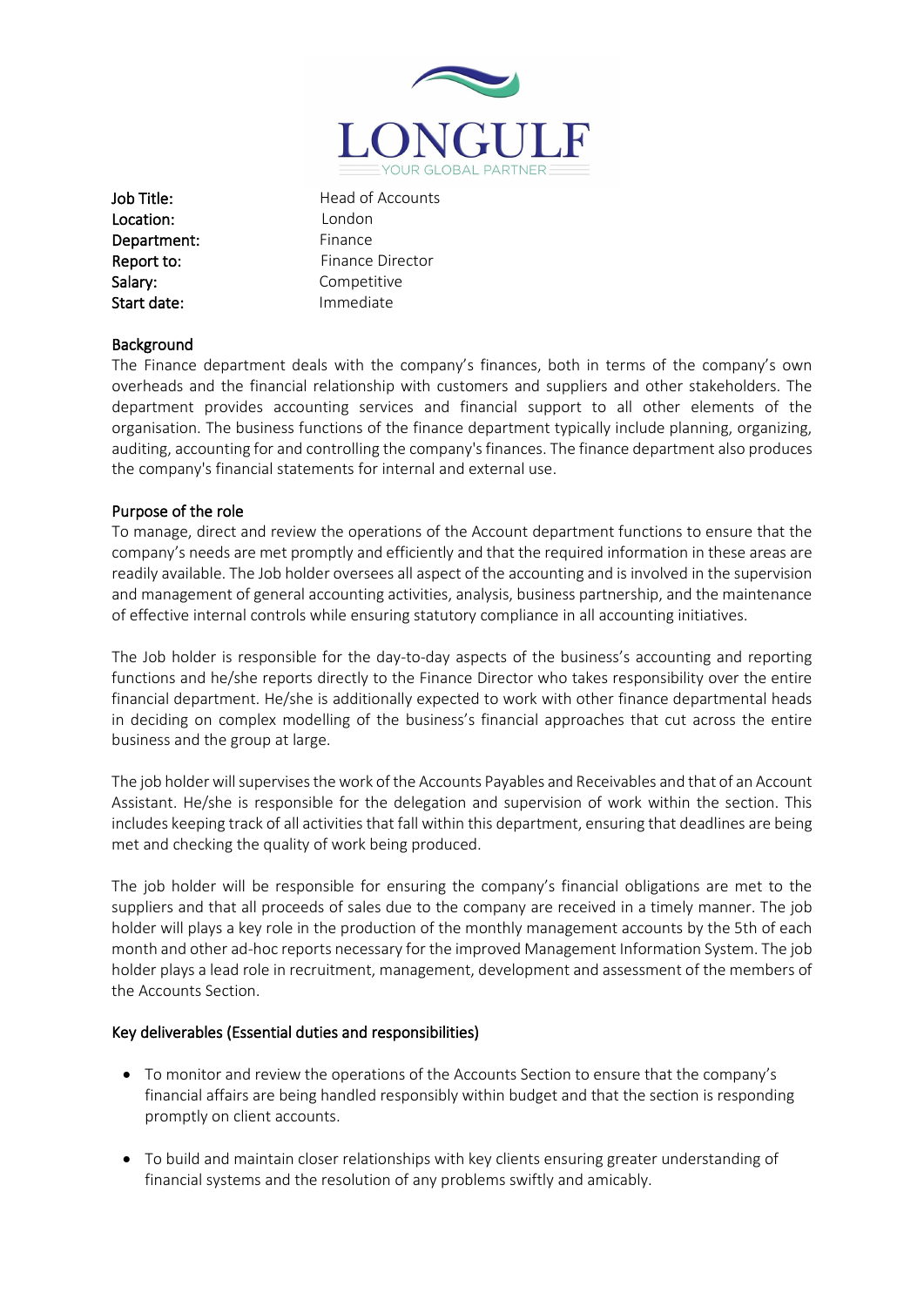LONGULF

YOUR GLOBAL PARTNER

| | |
|---|---|
| **Job Title:** | Head of Accounts |
| **Location:** | London |
| **Department:** | Finance |
| **Report to:** | Finance Director |
| **Salary:** | Competitive |
| **Start date:** | Immediate |

## Background

The Finance department deals with the company's finances, both in terms of the company's own overheads and the financial relationship with customers and suppliers and other stakeholders. The department provides accounting services and financial support to all other elements of the organisation. The business functions of the finance department typically include planning, organizing, auditing, accounting for and controlling the company's finances. The finance department also produces the company's financial statements for internal and external use.

## Purpose of the role

To manage, direct and review the operations of the Account department functions to ensure that the company's needs are met promptly and efficiently and that the required information in these areas are readily available. The Job holder oversees all aspect of the accounting and is involved in the supervision and management of general accounting activities, analysis, business partnership, and the maintenance of effective internal controls while ensuring statutory compliance in all accounting initiatives.

The Job holder is responsible for the day-to-day aspects of the business's accounting and reporting functions and he/she reports directly to the Finance Director who takes responsibility over the entire financial department. He/she is additionally expected to work with other finance departmental heads in deciding on complex modelling of the business's financial approaches that cut across the entire business and the group at large.

The job holder will supervises the work of the Accounts Payables and Receivables and that of an Account Assistant. He/she is responsible for the delegation and supervision of work within the section. This includes keeping track of all activities that fall within this department, ensuring that deadlines are being met and checking the quality of work being produced.

The job holder will be responsible for ensuring the company's financial obligations are met to the suppliers and that all proceeds of sales due to the company are received in a timely manner. The job holder will plays a key role in the production of the monthly management accounts by the 5th of each month and other ad-hoc reports necessary for the improved Management Information System. The job holder plays a lead role in recruitment, management, development and assessment of the members of the Accounts Section.

## Key deliverables (Essential duties and responsibilities)

- To monitor and review the operations of the Accounts Section to ensure that the company's financial affairs are being handled responsibly within budget and that the section is responding promptly on client accounts.

- To build and maintain closer relationships with key clients ensuring greater understanding of financial systems and the resolution of any problems swiftly and amicably.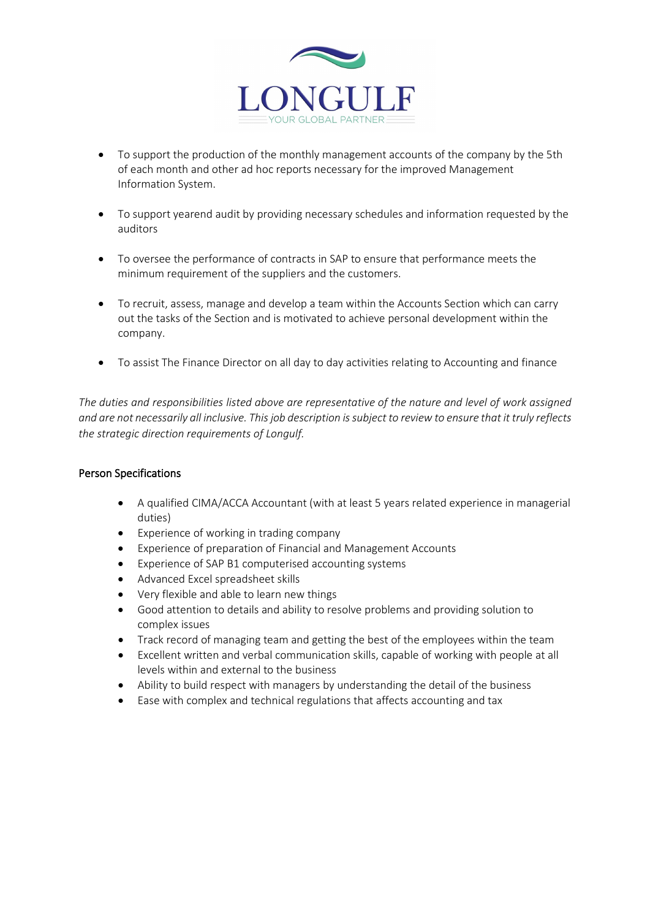- To support the production of the monthly management accounts of the company by the 5th of each month and other ad hoc reports necessary for the improved Management Information System.

- To support yearend audit by providing necessary schedules and information requested by the auditors

- To oversee the performance of contracts in SAP to ensure that performance meets the minimum requirement of the suppliers and the customers.

- To recruit, assess, manage and develop a team within the Accounts Section which can carry out the tasks of the Section and is motivated to achieve personal development within the company.

- To assist The Finance Director on all day to day activities relating to Accounting and finance

*The duties and responsibilities listed above are representative of the nature and level of work assigned and are not necessarily all inclusive. This job description is subject to review to ensure that it truly reflects the strategic direction requirements of Longulf.*

## Person Specifications

- A qualified CIMA/ACCA Accountant (with at least 5 years related experience in managerial duties)
- Experience of working in trading company
- Experience of preparation of Financial and Management Accounts
- Experience of SAP B1 computerised accounting systems
- Advanced Excel spreadsheet skills
- Very flexible and able to learn new things
- Good attention to details and ability to resolve problems and providing solution to complex issues
- Track record of managing team and getting the best of the employees within the team
- Excellent written and verbal communication skills, capable of working with people at all levels within and external to the business
- Ability to build respect with managers by understanding the detail of the business
- Ease with complex and technical regulations that affects accounting and tax